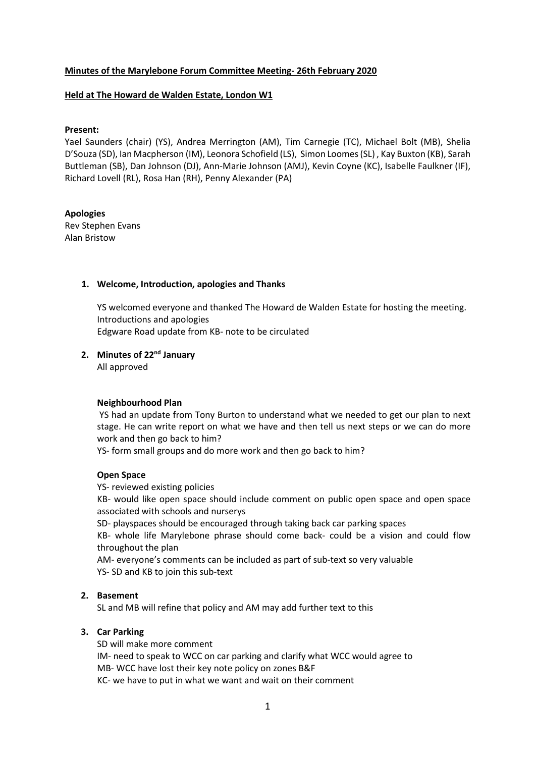**Minutes of the Marylebone Forum Committee Meeting- 26th February 2020**

**Held at The Howard de Walden Estate, London W1**

**Present:**

Yael Saunders (chair) (YS), Andrea Merrington (AM), Tim Carnegie (TC), Michael Bolt (MB), Shelia D'Souza (SD), Ian Macpherson (IM), Leonora Schofield (LS), Simon Loomes (SL) , Kay Buxton (KB), Sarah Buttleman (SB), Dan Johnson (DJ), Ann-Marie Johnson (AMJ), Kevin Coyne (KC), Isabelle Faulkner (IF), Richard Lovell (RL), Rosa Han (RH), Penny Alexander (PA)

**Apologies**

Rev Stephen Evans
Alan Bristow

1. **Welcome, Introduction, apologies and Thanks**

   YS welcomed everyone and thanked The Howard de Walden Estate for hosting the meeting.
   Introductions and apologies
   Edgware Road update from KB- note to be circulated

2. **Minutes of 22nd January**

   All approved

   **Neighbourhood Plan**

   YS had an update from Tony Burton to understand what we needed to get our plan to next stage. He can write report on what we have and then tell us next steps or we can do more work and then go back to him?

   YS- form small groups and do more work and then go back to him?

   **Open Space**

   YS- reviewed existing policies

   KB- would like open space should include comment on public open space and open space associated with schools and nurserys

   SD- playspaces should be encouraged through taking back car parking spaces

   KB- whole life Marylebone phrase should come back- could be a vision and could flow throughout the plan

   AM- everyone's comments can be included as part of sub-text so very valuable

   YS- SD and KB to join this sub-text

2. **Basement**

   SL and MB will refine that policy and AM may add further text to this

3. **Car Parking**

   SD will make more comment

   IM- need to speak to WCC on car parking and clarify what WCC would agree to

   MB- WCC have lost their key note policy on zones B&F

   KC- we have to put in what we want and wait on their comment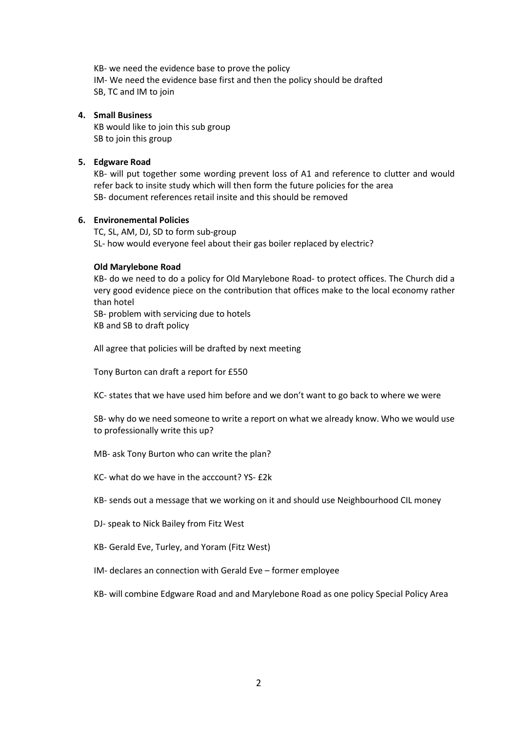KB- we need the evidence base to prove the policy
IM- We need the evidence base first and then the policy should be drafted
SB, TC and IM to join

4. **Small Business**

   KB would like to join this sub group
   SB to join this group

5. **Edgware Road**

   KB- will put together some wording prevent loss of A1 and reference to clutter and would refer back to insite study which will then form the future policies for the area
   SB- document references retail insite and this should be removed

6. **Environemental Policies**

   TC, SL, AM, DJ, SD to form sub-group
   SL- how would everyone feel about their gas boiler replaced by electric?

   **Old Marylebone Road**

   KB- do we need to do a policy for Old Marylebone Road- to protect offices. The Church did a very good evidence piece on the contribution that offices make to the local economy rather than hotel
   SB- problem with servicing due to hotels
   KB and SB to draft policy

   All agree that policies will be drafted by next meeting

   Tony Burton can draft a report for £550

   KC- states that we have used him before and we don't want to go back to where we were

   SB- why do we need someone to write a report on what we already know. Who we would use to professionally write this up?

   MB- ask Tony Burton who can write the plan?

   KC- what do we have in the acccount? YS- £2k

   KB- sends out a message that we working on it and should use Neighbourhood CIL money

   DJ- speak to Nick Bailey from Fitz West

   KB- Gerald Eve, Turley, and Yoram (Fitz West)

   IM- declares an connection with Gerald Eve – former employee

   KB- will combine Edgware Road and and Marylebone Road as one policy Special Policy Area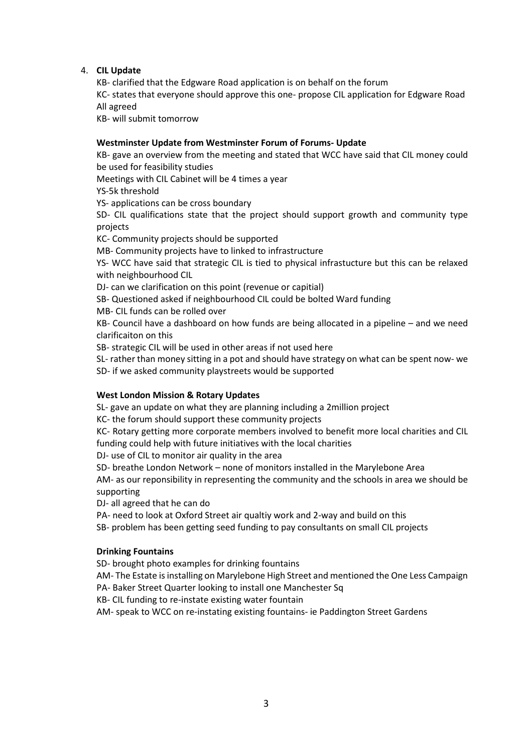4. **CIL Update**

KB- clarified that the Edgware Road application is on behalf on the forum
KC- states that everyone should approve this one- propose CIL application for Edgware Road
All agreed
KB- will submit tomorrow

**Westminster Update from Westminster Forum of Forums- Update**

KB- gave an overview from the meeting and stated that WCC have said that CIL money could be used for feasibility studies
Meetings with CIL Cabinet will be 4 times a year
YS-5k threshold
YS- applications can be cross boundary
SD- CIL qualifications state that the project should support growth and community type projects
KC- Community projects should be supported
MB- Community projects have to linked to infrastructure
YS- WCC have said that strategic CIL is tied to physical infrastucture but this can be relaxed with neighbourhood CIL
DJ- can we clarification on this point (revenue or capitial)
SB- Questioned asked if neighbourhood CIL could be bolted Ward funding
MB- CIL funds can be rolled over
KB- Council have a dashboard on how funds are being allocated in a pipeline – and we need clarificaiton on this
SB- strategic CIL will be used in other areas if not used here
SL- rather than money sitting in a pot and should have strategy on what can be spent now- we
SD- if we asked community playstreets would be supported

**West London Mission & Rotary Updates**

SL- gave an update on what they are planning including a 2million project
KC- the forum should support these community projects
KC- Rotary getting more corporate members involved to benefit more local charities and CIL funding could help with future initiatives with the local charities
DJ- use of CIL to monitor air quality in the area
SD- breathe London Network – none of monitors installed in the Marylebone Area
AM- as our reponsibility in representing the community and the schools in area we should be supporting
DJ- all agreed that he can do
PA- need to look at Oxford Street air qualtiy work and 2-way and build on this
SB- problem has been getting seed funding to pay consultants on small CIL projects

**Drinking Fountains**

SD- brought photo examples for drinking fountains
AM- The Estate is installing on Marylebone High Street and mentioned the One Less Campaign
PA- Baker Street Quarter looking to install one Manchester Sq
KB- CIL funding to re-instate existing water fountain
AM- speak to WCC on re-instating existing fountains- ie Paddington Street Gardens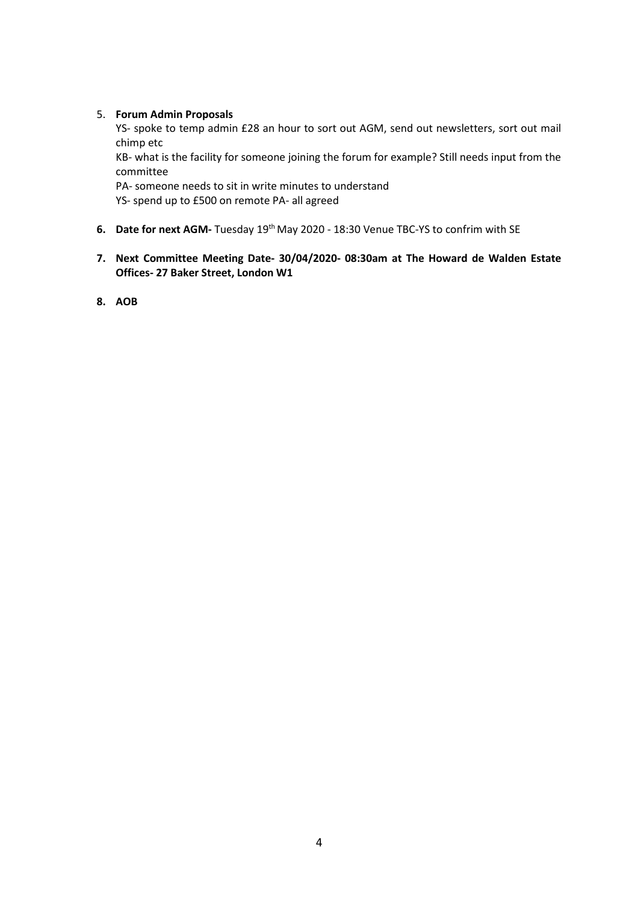5. **Forum Admin Proposals**

   YS- spoke to temp admin £28 an hour to sort out AGM, send out newsletters, sort out mail chimp etc

   KB- what is the facility for someone joining the forum for example? Still needs input from the committee

   PA- someone needs to sit in write minutes to understand

   YS- spend up to £500 on remote PA- all agreed

6. **Date for next AGM-** Tuesday 19th May 2020 - 18:30 Venue TBC-YS to confrim with SE

7. **Next Committee Meeting Date- 30/04/2020- 08:30am at The Howard de Walden Estate Offices- 27 Baker Street, London W1**

8. **AOB**